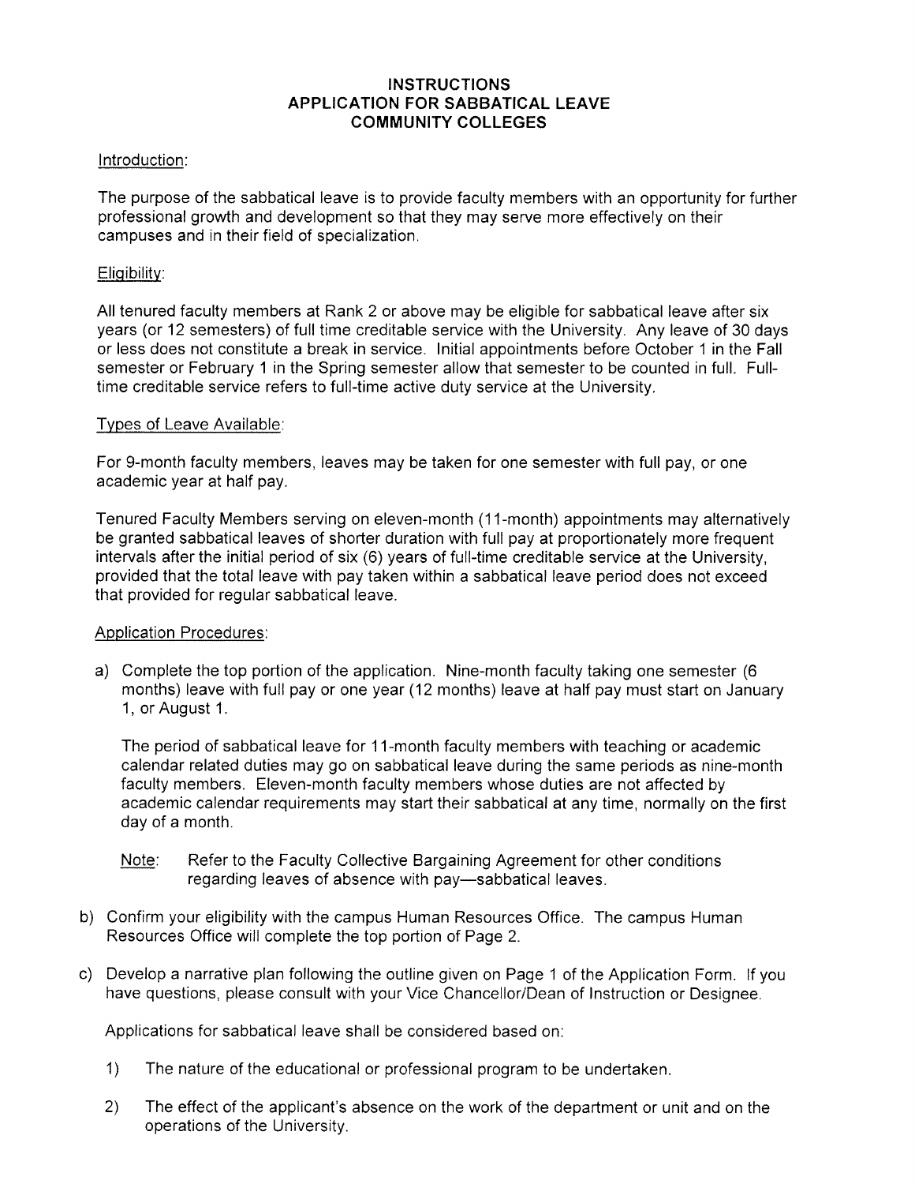# INSTRUCTIONS
# APPLICATION FOR SABBATICAL LEAVE
# COMMUNITY COLLEGES

Introduction:

The purpose of the sabbatical leave is to provide faculty members with an opportunity for further professional growth and development so that they may serve more effectively on their campuses and in their field of specialization.

Eligibility:

All tenured faculty members at Rank 2 or above may be eligible for sabbatical leave after six years (or 12 semesters) of full time creditable service with the University. Any leave of 30 days or less does not constitute a break in service. Initial appointments before October 1 in the Fall semester or February 1 in the Spring semester allow that semester to be counted in full. Full-time creditable service refers to full-time active duty service at the University.

Types of Leave Available:

For 9-month faculty members, leaves may be taken for one semester with full pay, or one academic year at half pay.

Tenured Faculty Members serving on eleven-month (11-month) appointments may alternatively be granted sabbatical leaves of shorter duration with full pay at proportionately more frequent intervals after the initial period of six (6) years of full-time creditable service at the University, provided that the total leave with pay taken within a sabbatical leave period does not exceed that provided for regular sabbatical leave.

Application Procedures:

a) Complete the top portion of the application. Nine-month faculty taking one semester (6 months) leave with full pay or one year (12 months) leave at half pay must start on January 1, or August 1.

   The period of sabbatical leave for 11-month faculty members with teaching or academic calendar related duties may go on sabbatical leave during the same periods as nine-month faculty members. Eleven-month faculty members whose duties are not affected by academic calendar requirements may start their sabbatical at any time, normally on the first day of a month.

   Note: Refer to the Faculty Collective Bargaining Agreement for other conditions regarding leaves of absence with pay—sabbatical leaves.

b) Confirm your eligibility with the campus Human Resources Office. The campus Human Resources Office will complete the top portion of Page 2.

c) Develop a narrative plan following the outline given on Page 1 of the Application Form. If you have questions, please consult with your Vice Chancellor/Dean of Instruction or Designee.

   Applications for sabbatical leave shall be considered based on:

   1) The nature of the educational or professional program to be undertaken.

   2) The effect of the applicant's absence on the work of the department or unit and on the operations of the University.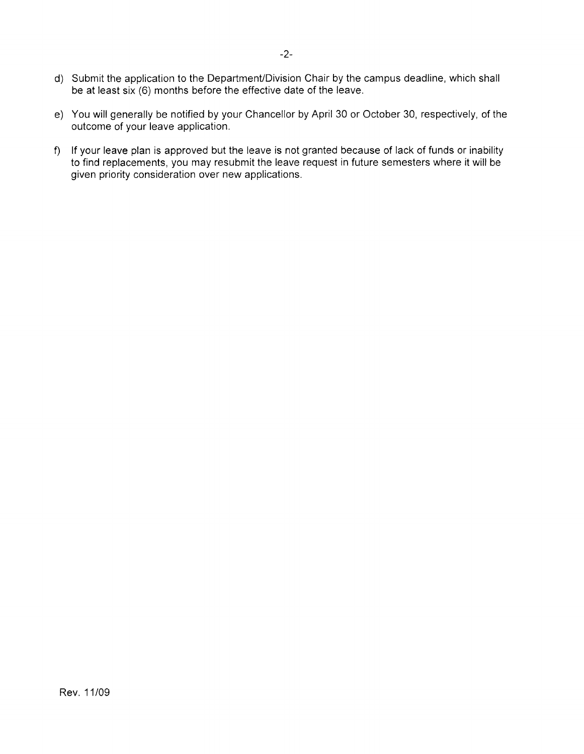d) Submit the application to the Department/Division Chair by the campus deadline, which shall be at least six (6) months before the effective date of the leave.

e) You will generally be notified by your Chancellor by April 30 or October 30, respectively, of the outcome of your leave application.

f) If your leave plan is approved but the leave is not granted because of lack of funds or inability to find replacements, you may resubmit the leave request in future semesters where it will be given priority consideration over new applications.

Rev. 11/09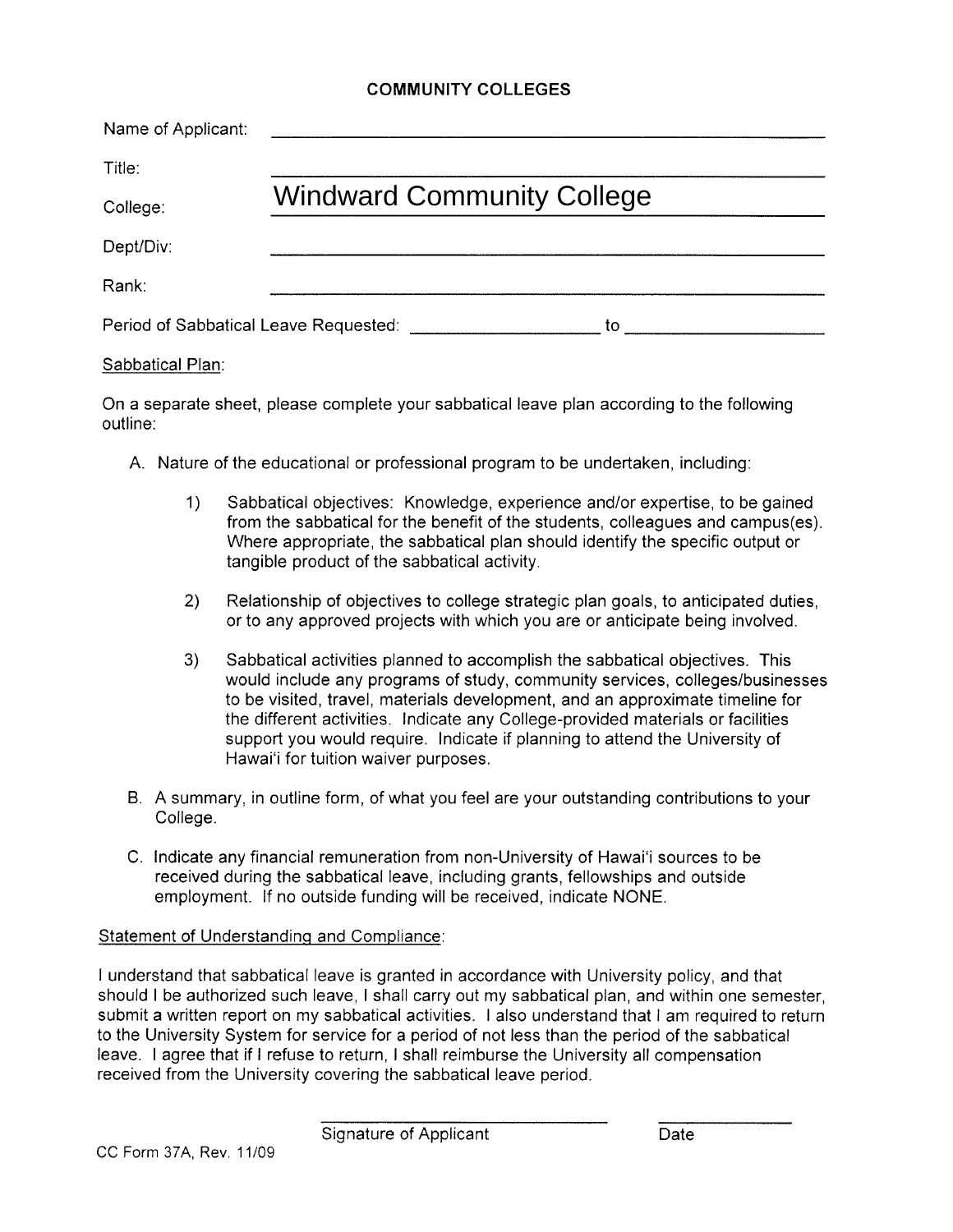# COMMUNITY COLLEGES

Name of Applicant: ______________________________

Title: ______________________________

College: Windward Community College

Dept/Div: ______________________________

Rank: ______________________________

Period of Sabbatical Leave Requested: ____________________ to ____________________

Sabbatical Plan:

On a separate sheet, please complete your sabbatical leave plan according to the following outline:

A. Nature of the educational or professional program to be undertaken, including:

   1) Sabbatical objectives: Knowledge, experience and/or expertise, to be gained from the sabbatical for the benefit of the students, colleagues and campus(es). Where appropriate, the sabbatical plan should identify the specific output or tangible product of the sabbatical activity.

   2) Relationship of objectives to college strategic plan goals, to anticipated duties, or to any approved projects with which you are or anticipate being involved.

   3) Sabbatical activities planned to accomplish the sabbatical objectives. This would include any programs of study, community services, colleges/businesses to be visited, travel, materials development, and an approximate timeline for the different activities. Indicate any College-provided materials or facilities support you would require. Indicate if planning to attend the University of Hawai'i for tuition waiver purposes.

B. A summary, in outline form, of what you feel are your outstanding contributions to your College.

C. Indicate any financial remuneration from non-University of Hawai'i sources to be received during the sabbatical leave, including grants, fellowships and outside employment. If no outside funding will be received, indicate NONE.

Statement of Understanding and Compliance:

I understand that sabbatical leave is granted in accordance with University policy, and that should I be authorized such leave, I shall carry out my sabbatical plan, and within one semester, submit a written report on my sabbatical activities. I also understand that I am required to return to the University System for service for a period of not less than the period of the sabbatical leave. I agree that if I refuse to return, I shall reimburse the University all compensation received from the University covering the sabbatical leave period.

______________________________ Signature of Applicant　　　　__________ Date

CC Form 37A, Rev. 11/09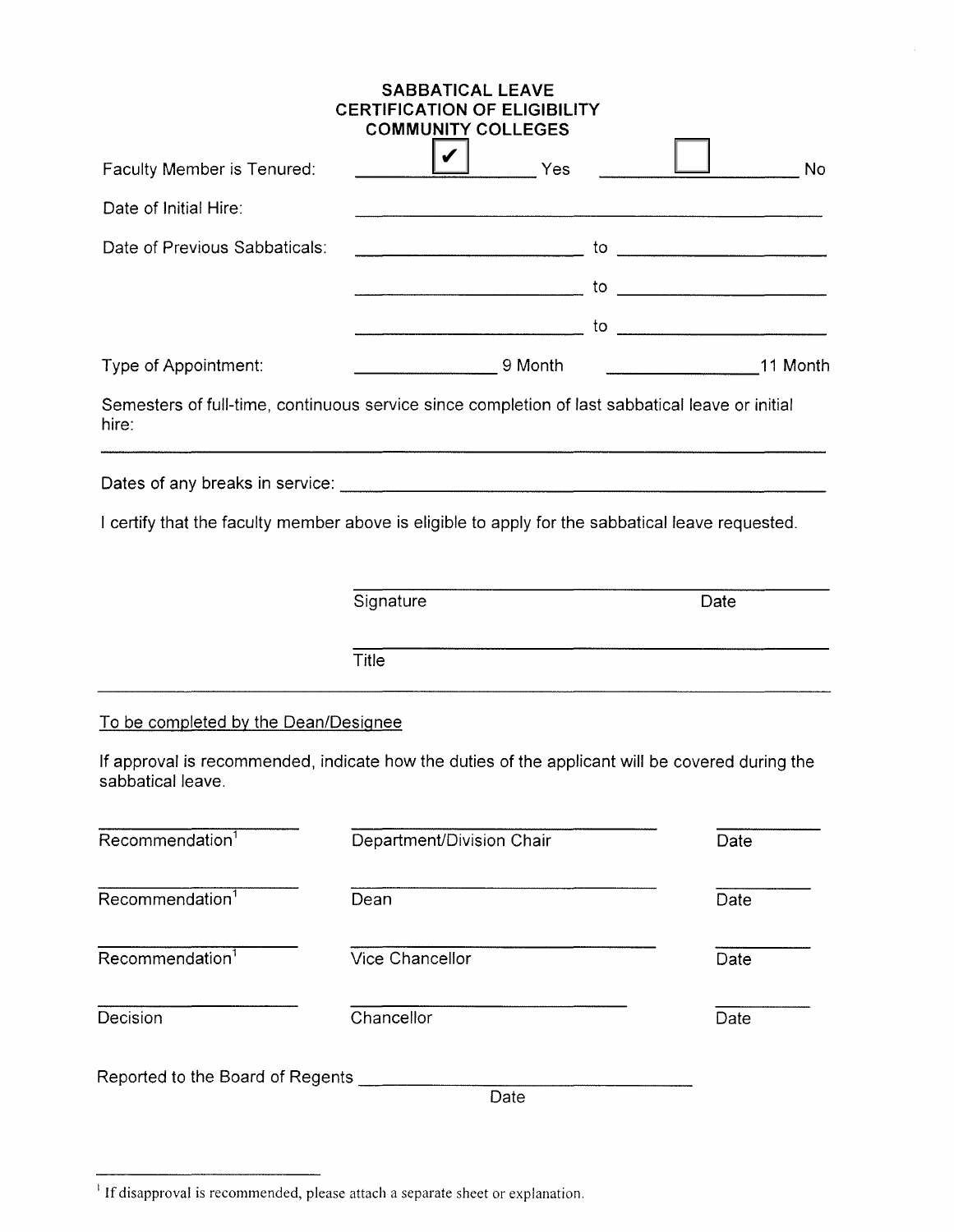# SABBATICAL LEAVE
## CERTIFICATION OF ELIGIBILITY
## COMMUNITY COLLEGES

Faculty Member is Tenured: ☑ Yes ☐ No

Date of Initial Hire: ______________________________

Date of Previous Sabbaticals: ______________ to ______________

______________ to ______________

______________ to ______________

Type of Appointment: ____________ 9 Month ____________ 11 Month

Semesters of full-time, continuous service since completion of last sabbatical leave or initial hire:

______________________________________________

Dates of any breaks in service: ______________________________

I certify that the faculty member above is eligible to apply for the sabbatical leave requested.

______________________________ ____________
Signature Date

______________________________
Title

---

To be completed by the Dean/Designee

If approval is recommended, indicate how the duties of the applicant will be covered during the sabbatical leave.

| | | |
|---|---|---|
| Recommendation[1] | Department/Division Chair | Date |
| Recommendation[1] | Dean | Date |
| Recommendation[1] | Vice Chancellor | Date |
| Decision | Chancellor | Date |

Reported to the Board of Regents ______________________________
Date

---

[1] If disapproval is recommended, please attach a separate sheet or explanation.